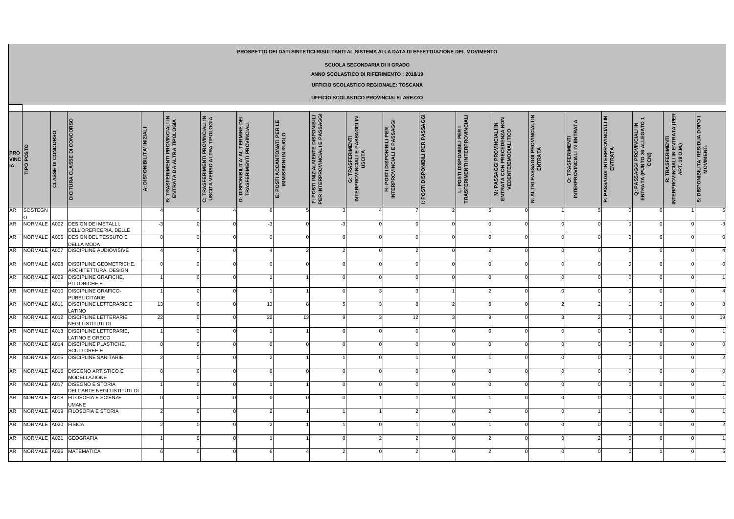**PROSPETTO DEI DATI SINTETICI RISULTANTI AL SISTEMA ALLA DATA DI EFFETTUAZIONE DEL MOVIMENTO**

**SCUOLA SECONDARIA DI II GRADO**

**ANNO SCOLASTICO DI RIFERIMENTO : 2018/19**

**UFFICIO SCOLASTICO REGIONALE: TOSCANA**

**UFFICIO SCOLASTICO PROVINCIALE: AREZZO**

| PROVINCIA | TIPO POSTO | CLASSE DI CONCORSO | DICITURA CLASSE DI CONCORSO | A: DISPONIBILITA' INIZIALI | B: TRASFERIMENTI PROVINCIALI IN ENTRATA DA ALTRA TIPOLOGIA | C: TRASFERIMENTI PROVINCIALI IN USCITA VERSO ALTRA TIPOLOGIA | D: DISPONIBILITA' AL TERMINE DEI TRASFERIMENTI PROVINCIALI | E: POSTI ACCANTONATI PER LE IMMISSIONI IN RUOLO | F: POSTI INIZIALMENTE DISPONIBILI PER INTERPROVINCIALI E PASSAGGI | G: TRASFERIMENTI INTERPROVINCIALI E PASSAGGI IN USCITA | H: POSTI DISPONIBILI PER INTERPROVINCIALI E PASSAGGI | I: POSTI DISPONIBILI PER PASSAGGI | L: POSTI DISPONIBILI PER I TRASFERIMENTI INTERPROVINCIALI | M: PASSAGGI PROVINCIALI IN ENTRATA CON PRECEDENZA NON VEDENTE/EMODIALITICO | N: ALTRI PASSAGGI PROVINCIALI IN ENTRATA | O: TRASFERIMENTI INTERPROVINCIALI IN ENTRATA | P: PASSAGGI INTERPROVINCIALI IN ENTRATA | Q: PASSAGGI PROVINCIALI IN ENTRATA (PUNTO 36 ALLEGATO 1 CCNI) | R: TRASFERIMENTI INTERPROVINCIALI IN ENTRATA (PER ART. 18 O.M.) | S: DISPONIBILITA' RESIDUA DOPO I MOVIMENTI |
|---|---|---|---|---|---|---|---|---|---|---|---|---|---|---|---|---|---|---|---|---|
| AR | SOSTEGNO | | | 4 | 0 | 4 | 8 | 5 | 3 | 4 | 7 | 2 | 5 | 0 | 1 | 5 | 0 | 0 | 1 | 5 |
| AR | NORMALE | A002 | DESIGN DEI METALLI, DELL'OREFICERIA, DELLE | -3 | 0 | 0 | -3 | 0 | -3 | 0 | 0 | 0 | 0 | 0 | 0 | 0 | 0 | 0 | 0 | -3 |
| AR | NORMALE | A005 | DESIGN DEL TESSUTO E DELLA MODA | 0 | 0 | 0 | 0 | 0 | 0 | 0 | 0 | 0 | 0 | 0 | 0 | 0 | 0 | 0 | 0 | 0 |
| AR | NORMALE | A007 | DISCIPLINE AUDIOVISIVE | 4 | 0 | 0 | 4 | 2 | 2 | 0 | 2 | 0 | 2 | 0 | 0 | 0 | 0 | 0 | 0 | 4 |
| AR | NORMALE | A008 | DISCIPLINE GEOMETRICHE, ARCHITETTURA, DESIGN | 0 | 0 | 0 | 0 | 0 | 0 | 0 | 0 | 0 | 0 | 0 | 0 | 0 | 0 | 0 | 0 | 0 |
| AR | NORMALE | A009 | DISCIPLINE GRAFICHE, PITTORICHE E | 1 | 0 | 0 | 1 | 1 | 0 | 0 | 0 | 0 | 0 | 0 | 0 | 0 | 0 | 0 | 0 | 1 |
| AR | NORMALE | A010 | DISCIPLINE GRAFICO-PUBBLICITARIE | 1 | 0 | 0 | 1 | 1 | 0 | 3 | 3 | 1 | 2 | 0 | 0 | 0 | 0 | 0 | 0 | 4 |
| AR | NORMALE | A011 | DISCIPLINE LETTERARIE E LATINO | 13 | 0 | 0 | 13 | 8 | 5 | 3 | 8 | 2 | 6 | 0 | 2 | 2 | 1 | 3 | 0 | 8 |
| AR | NORMALE | A012 | DISCIPLINE LETTERARIE NEGLI ISTITUTI DI | 22 | 0 | 0 | 22 | 13 | 9 | 3 | 12 | 3 | 9 | 0 | 3 | 2 | 0 | 1 | 0 | 19 |
| AR | NORMALE | A013 | DISCIPLINE LETTERARIE, LATINO E GRECO | 1 | 0 | 0 | 1 | 1 | 0 | 0 | 0 | 0 | 0 | 0 | 0 | 0 | 0 | 0 | 0 | 1 |
| AR | NORMALE | A014 | DISCIPLINE PLASTICHE, SCULTOREE E | 0 | 0 | 0 | 0 | 0 | 0 | 0 | 0 | 0 | 0 | 0 | 0 | 0 | 0 | 0 | 0 | 0 |
| AR | NORMALE | A015 | DISCIPLINE SANITARIE | 2 | 0 | 0 | 2 | 1 | 1 | 0 | 1 | 0 | 1 | 0 | 0 | 0 | 0 | 0 | 0 | 2 |
| AR | NORMALE | A016 | DISEGNO ARTISTICO E MODELLAZIONE | 0 | 0 | 0 | 0 | 0 | 0 | 0 | 0 | 0 | 0 | 0 | 0 | 0 | 0 | 0 | 0 | 0 |
| AR | NORMALE | A017 | DISEGNO E STORIA DELL'ARTE NEGLI ISTITUTI DI | 1 | 0 | 0 | 1 | 1 | 0 | 0 | 0 | 0 | 0 | 0 | 0 | 0 | 0 | 0 | 0 | 1 |
| AR | NORMALE | A018 | FILOSOFIA E SCIENZE UMANE | 0 | 0 | 0 | 0 | 0 | 0 | 1 | 1 | 0 | 1 | 0 | 0 | 0 | 0 | 0 | 0 | 1 |
| AR | NORMALE | A019 | FILOSOFIA E STORIA | 2 | 0 | 0 | 2 | 1 | 1 | 1 | 2 | 0 | 2 | 0 | 0 | 1 | 1 | 0 | 0 | 1 |
| AR | NORMALE | A020 | FISICA | 2 | 0 | 0 | 2 | 1 | 1 | 0 | 1 | 0 | 1 | 0 | 0 | 0 | 0 | 0 | 0 | 2 |
| AR | NORMALE | A021 | GEOGRAFIA | 1 | 0 | 0 | 1 | 1 | 0 | 2 | 2 | 0 | 2 | 0 | 0 | 2 | 0 | 0 | 0 | 1 |
| AR | NORMALE | A026 | MATEMATICA | 6 | 0 | 0 | 6 | 4 | 2 | 0 | 2 | 0 | 2 | 0 | 0 | 0 | 0 | 1 | 0 | 5 |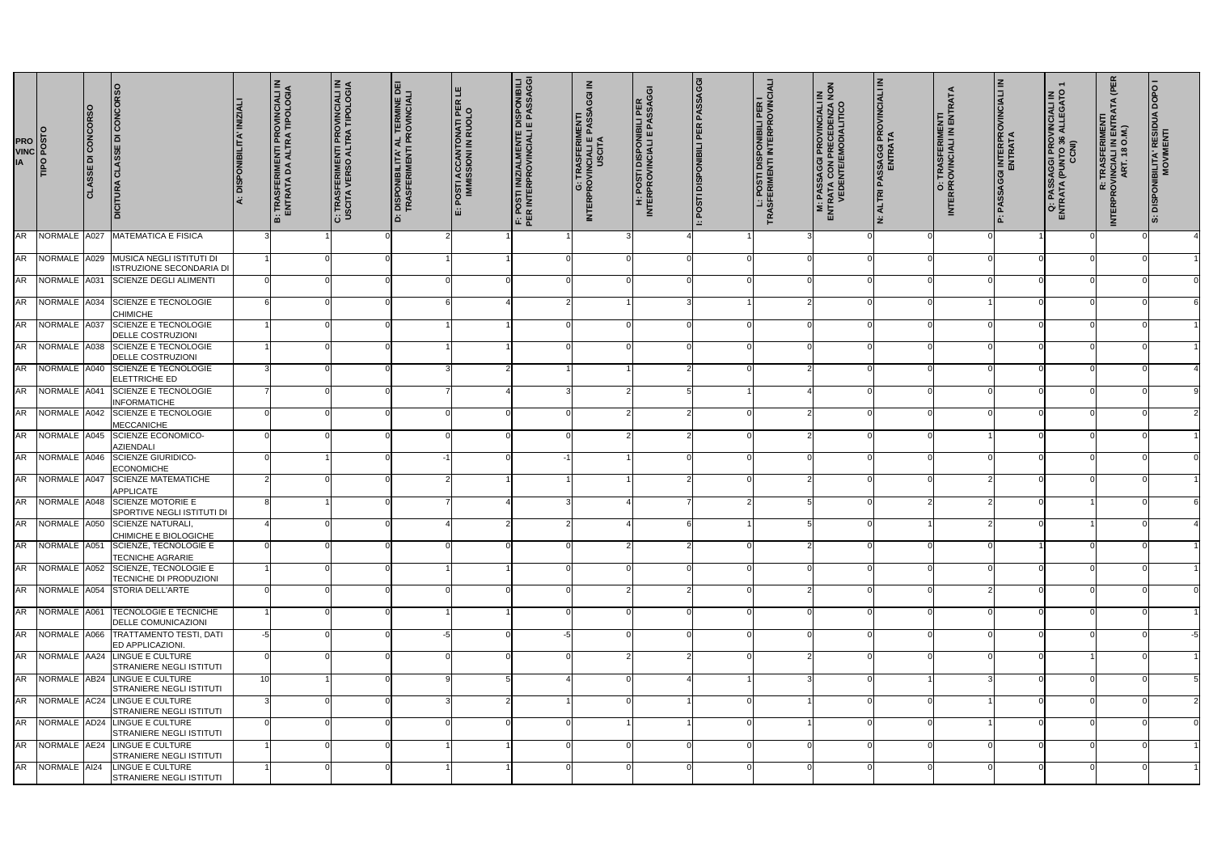| PROVINCIA | TIPO POSTO | CLASSE DI CONCORSO | DICITURA CLASSE DI CONCORSO | A: DISPONIBILITA' INIZIALI | B: TRASFERIMENTI PROVINCIALI IN ENTRATA DA ALTRA TIPOLOGIA | C: TRASFERIMENTI PROVINCIALI IN USCITA VERSO ALTRA TIPOLOGIA | D: DISPONIBILITA' AL TERMINE DEI TRASFERIMENTI PROVINCIALI | E: POSTI ACCANTONATI PER LE IMMISSIONI IN RUOLO | F: POSTI INIZIALMENTE DISPONIBILI PER INTERPROVINCIALI E PASSAGGI | G: TRASFERIMENTI INTERPROVINCIALI E PASSAGGI IN USCITA | H: POSTI DISPONIBILI PER INTERPROVINCIALI E PASSAGGI | I: POSTI DISPONIBILI PER PASSAGGI | L: POSTI DISPONIBILI PER I TRASFERIMENTI INTERPROVINCIALI | M: PASSAGGI PROVINCIALI IN ENTRATA CON PRECEDENZA NON VEDENTE/EMODIALITICO | N: ALTRI PASSAGGI PROVINCIALI IN ENTRATA | O: TRASFERIMENTI INTERPROVINCIALI IN ENTRATA | P: PASSAGGI INTERPROVINCIALI IN ENTRATA | Q: PASSAGGI PROVINCIALI IN ENTRATA (PUNTO 36 ALLEGATO 1 CCNI) | R: TRASFERIMENTI INTERPROVINCIALI IN ENTRATA (PER ART. 18 O.M.) | S: DISPONIBILITA' RESIDUA DOPO I MOVIMENTI |
|---|---|---|---|---|---|---|---|---|---|---|---|---|---|---|---|---|---|---|---|---|
| AR | NORMALE | A027 | MATEMATICA E FISICA | 3 | 1 | 0 | 2 | 1 | 1 | 3 | 4 | 1 | 3 | 0 | 0 | 0 | 1 | 0 | 0 | 4 |
| AR | NORMALE | A029 | MUSICA NEGLI ISTITUTI DI ISTRUZIONE SECONDARIA DI | 1 | 0 | 0 | 1 | 1 | 0 | 0 | 0 | 0 | 0 | 0 | 0 | 0 | 0 | 0 | 0 | 1 |
| AR | NORMALE | A031 | SCIENZE DEGLI ALIMENTI | 0 | 0 | 0 | 0 | 0 | 0 | 0 | 0 | 0 | 0 | 0 | 0 | 0 | 0 | 0 | 0 | 0 |
| AR | NORMALE | A034 | SCIENZE E TECNOLOGIE CHIMICHE | 6 | 0 | 0 | 6 | 4 | 2 | 1 | 3 | 1 | 2 | 0 | 0 | 1 | 0 | 0 | 0 | 6 |
| AR | NORMALE | A037 | SCIENZE E TECNOLOGIE DELLE COSTRUZIONI | 1 | 0 | 0 | 1 | 1 | 0 | 0 | 0 | 0 | 0 | 0 | 0 | 0 | 0 | 0 | 0 | 1 |
| AR | NORMALE | A038 | SCIENZE E TECNOLOGIE DELLE COSTRUZIONI | 1 | 0 | 0 | 1 | 1 | 0 | 0 | 0 | 0 | 0 | 0 | 0 | 0 | 0 | 0 | 0 | 1 |
| AR | NORMALE | A040 | SCIENZE E TECNOLOGIE ELETTRICHE ED | 3 | 0 | 0 | 3 | 2 | 1 | 1 | 2 | 0 | 2 | 0 | 0 | 0 | 0 | 0 | 0 | 4 |
| AR | NORMALE | A041 | SCIENZE E TECNOLOGIE INFORMATICHE | 7 | 0 | 0 | 7 | 4 | 3 | 2 | 5 | 1 | 4 | 0 | 0 | 0 | 0 | 0 | 0 | 9 |
| AR | NORMALE | A042 | SCIENZE E TECNOLOGIE MECCANICHE | 0 | 0 | 0 | 0 | 0 | 0 | 2 | 2 | 0 | 2 | 0 | 0 | 0 | 0 | 0 | 0 | 2 |
| AR | NORMALE | A045 | SCIENZE ECONOMICO-AZIENDALI | 0 | 0 | 0 | 0 | 0 | 0 | 2 | 2 | 0 | 2 | 0 | 0 | 1 | 0 | 0 | 0 | 1 |
| AR | NORMALE | A046 | SCIENZE GIURIDICO-ECONOMICHE | 0 | 1 | 0 | -1 | 0 | -1 | 1 | 0 | 0 | 0 | 0 | 0 | 0 | 0 | 0 | 0 | 0 |
| AR | NORMALE | A047 | SCIENZE MATEMATICHE APPLICATE | 2 | 0 | 0 | 2 | 1 | 1 | 1 | 2 | 0 | 2 | 0 | 0 | 2 | 0 | 0 | 0 | 1 |
| AR | NORMALE | A048 | SCIENZE MOTORIE E SPORTIVE NEGLI ISTITUTI DI | 8 | 1 | 0 | 7 | 4 | 3 | 4 | 7 | 2 | 5 | 0 | 2 | 2 | 0 | 1 | 0 | 6 |
| AR | NORMALE | A050 | SCIENZE NATURALI, CHIMICHE E BIOLOGICHE | 4 | 0 | 0 | 4 | 2 | 2 | 4 | 6 | 1 | 5 | 0 | 1 | 2 | 0 | 1 | 0 | 4 |
| AR | NORMALE | A051 | SCIENZE, TECNOLOGIE E TECNICHE AGRARIE | 0 | 0 | 0 | 0 | 0 | 0 | 2 | 2 | 0 | 2 | 0 | 0 | 0 | 1 | 0 | 0 | 1 |
| AR | NORMALE | A052 | SCIENZE, TECNOLOGIE E TECNICHE DI PRODUZIONI | 1 | 0 | 0 | 1 | 1 | 0 | 0 | 0 | 0 | 0 | 0 | 0 | 0 | 0 | 0 | 0 | 1 |
| AR | NORMALE | A054 | STORIA DELL'ARTE | 0 | 0 | 0 | 0 | 0 | 0 | 2 | 2 | 0 | 2 | 0 | 0 | 2 | 0 | 0 | 0 | 0 |
| AR | NORMALE | A061 | TECNOLOGIE E TECNICHE DELLE COMUNICAZIONI | 1 | 0 | 0 | 1 | 1 | 0 | 0 | 0 | 0 | 0 | 0 | 0 | 0 | 0 | 0 | 0 | 1 |
| AR | NORMALE | A066 | TRATTAMENTO TESTI, DATI ED APPLICAZIONI. | -5 | 0 | 0 | -5 | 0 | -5 | 0 | 0 | 0 | 0 | 0 | 0 | 0 | 0 | 0 | 0 | -5 |
| AR | NORMALE | AA24 | LINGUE E CULTURE STRANIERE NEGLI ISTITUTI | 0 | 0 | 0 | 0 | 0 | 0 | 2 | 2 | 0 | 2 | 0 | 0 | 0 | 0 | 1 | 0 | 1 |
| AR | NORMALE | AB24 | LINGUE E CULTURE STRANIERE NEGLI ISTITUTI | 10 | 1 | 0 | 9 | 5 | 4 | 0 | 4 | 1 | 3 | 0 | 1 | 3 | 0 | 0 | 0 | 5 |
| AR | NORMALE | AC24 | LINGUE E CULTURE STRANIERE NEGLI ISTITUTI | 3 | 0 | 0 | 3 | 2 | 1 | 0 | 1 | 0 | 1 | 0 | 0 | 1 | 0 | 0 | 0 | 2 |
| AR | NORMALE | AD24 | LINGUE E CULTURE STRANIERE NEGLI ISTITUTI | 0 | 0 | 0 | 0 | 0 | 0 | 0 | 1 | 0 | 1 | 0 | 0 | 1 | 0 | 0 | 0 | 0 |
| AR | NORMALE | AE24 | LINGUE E CULTURE STRANIERE NEGLI ISTITUTI | 1 | 0 | 0 | 1 | 1 | 0 | 0 | 0 | 0 | 0 | 0 | 0 | 0 | 0 | 0 | 0 | 1 |
| AR | NORMALE | AI24 | LINGUE E CULTURE STRANIERE NEGLI ISTITUTI | 1 | 0 | 0 | 1 | 1 | 0 | 0 | 0 | 0 | 0 | 0 | 0 | 0 | 0 | 0 | 0 | 1 |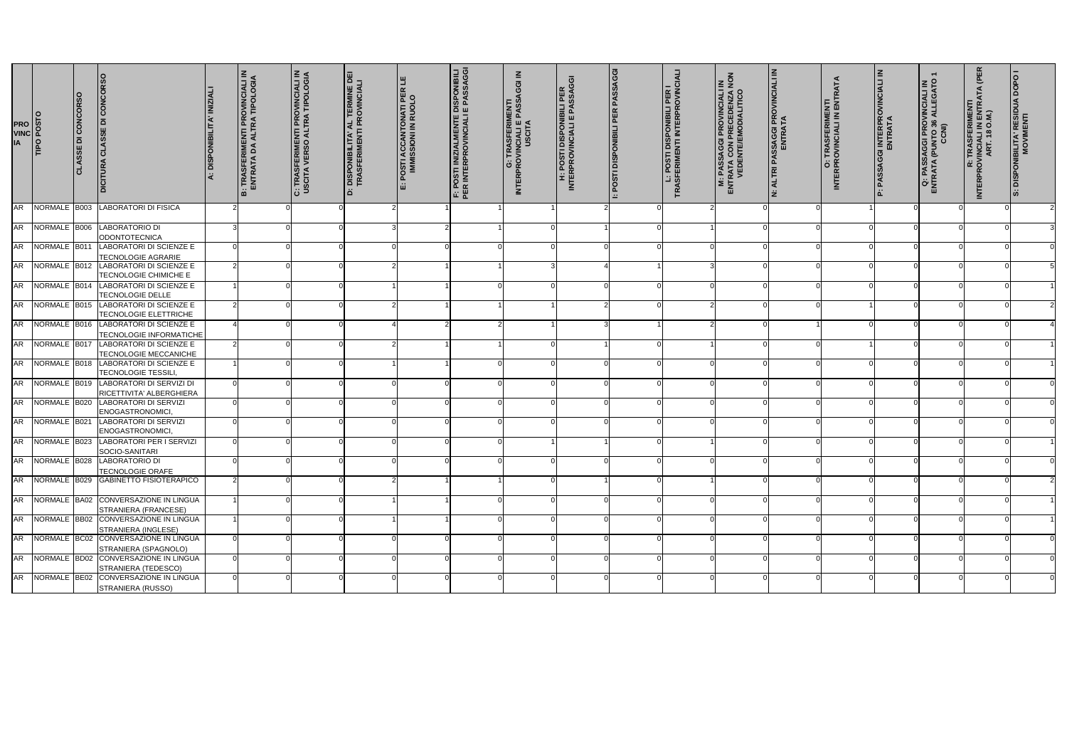| PROVINCIA | TIPO POSTO | CLASSE DI CONCORSO | DICITURA CLASSE DI CONCORSO | A: DISPONIBILITA' INIZIALI | B: TRASFERIMENTI PROVINCIALI IN ENTRATA DA ALTRA TIPOLOGIA | C: TRASFERIMENTI PROVINCIALI IN USCITA VERSO ALTRA TIPOLOGIA | D: DISPONIBILITA' AL TERMINE DEI TRASFERIMENTI PROVINCIALI | E: POSTI ACCANTONATI PER LE IMMISSIONI IN RUOLO | F: POSTI INIZIALMENTE DISPONIBILI PER INTERPROVINCIALI E PASSAGGI | G: TRASFERIMENTI INTERPROVINCIALI E PASSAGGI IN USCITA | H: POSTI DISPONIBILI PER INTERPROVINCIALI E PASSAGGI | I: POSTI DISPONIBILI PER PASSAGGI | L: POSTI DISPONIBILI PER I TRASFERIMENTI INTERPROVINCIALI | M: PASSAGGI PROVINCIALI IN ENTRATA CON PRECEDENZA NON VEDENTE/EMODIALITICO | N: ALTRI PASSAGGI PROVINCIALI IN ENTRATA | O: TRASFERIMENTI INTERPROVINCIALI IN ENTRATA | P: PASSAGGI INTERPROVINCIALI IN ENTRATA | Q: PASSAGGI PROVINCIALI IN ENTRATA (PUNTO 36 ALLEGATO 1 CCNI) | R: TRASFERIMENTI INTERPROVINCIALI IN ENTRATA (PER ART. 18 O.M.) | S: DISPONIBILITA' RESIDUA DOPO I MOVIMENTI |
|---|---|---|---|---|---|---|---|---|---|---|---|---|---|---|---|---|---|---|---|---|
| AR | NORMALE | B003 | LABORATORI DI FISICA | 2 | 0 | 0 | 2 | 1 | 1 | 1 | 2 | 0 | 2 | 0 | 0 | 1 | 0 | 0 | 0 | 2 |
| AR | NORMALE | B006 | LABORATORIO DI ODONTOTECNICA | 3 | 0 | 0 | 3 | 2 | 1 | 0 | 1 | 0 | 1 | 0 | 0 | 0 | 0 | 0 | 0 | 3 |
| AR | NORMALE | B011 | LABORATORI DI SCIENZE E TECNOLOGIE AGRARIE | 0 | 0 | 0 | 0 | 0 | 0 | 0 | 0 | 0 | 0 | 0 | 0 | 0 | 0 | 0 | 0 | 0 |
| AR | NORMALE | B012 | LABORATORI DI SCIENZE E TECNOLOGIE CHIMICHE E | 2 | 0 | 0 | 2 | 1 | 1 | 3 | 4 | 1 | 3 | 0 | 0 | 0 | 0 | 0 | 0 | 5 |
| AR | NORMALE | B014 | LABORATORI DI SCIENZE E TECNOLOGIE DELLE | 1 | 0 | 0 | 1 | 1 | 0 | 0 | 0 | 0 | 0 | 0 | 0 | 0 | 0 | 0 | 0 | 1 |
| AR | NORMALE | B015 | LABORATORI DI SCIENZE E TECNOLOGIE ELETTRICHE | 2 | 0 | 0 | 2 | 1 | 1 | 1 | 2 | 0 | 2 | 0 | 0 | 1 | 0 | 0 | 0 | 2 |
| AR | NORMALE | B016 | LABORATORI DI SCIENZE E TECNOLOGIE INFORMATICHE | 4 | 0 | 0 | 4 | 2 | 2 | 1 | 3 | 1 | 2 | 0 | 1 | 0 | 0 | 0 | 0 | 4 |
| AR | NORMALE | B017 | LABORATORI DI SCIENZE E TECNOLOGIE MECCANICHE | 2 | 0 | 0 | 2 | 1 | 1 | 0 | 1 | 0 | 1 | 0 | 0 | 1 | 0 | 0 | 0 | 1 |
| AR | NORMALE | B018 | LABORATORI DI SCIENZE E TECNOLOGIE TESSILI, | 1 | 0 | 0 | 1 | 1 | 0 | 0 | 0 | 0 | 0 | 0 | 0 | 0 | 0 | 0 | 0 | 1 |
| AR | NORMALE | B019 | LABORATORI DI SERVIZI DI RICETTIVITA' ALBERGHIERA | 0 | 0 | 0 | 0 | 0 | 0 | 0 | 0 | 0 | 0 | 0 | 0 | 0 | 0 | 0 | 0 | 0 |
| AR | NORMALE | B020 | LABORATORI DI SERVIZI ENOGASTRONOMICI, | 0 | 0 | 0 | 0 | 0 | 0 | 0 | 0 | 0 | 0 | 0 | 0 | 0 | 0 | 0 | 0 | 0 |
| AR | NORMALE | B021 | LABORATORI DI SERVIZI ENOGASTRONOMICI, | 0 | 0 | 0 | 0 | 0 | 0 | 0 | 0 | 0 | 0 | 0 | 0 | 0 | 0 | 0 | 0 | 0 |
| AR | NORMALE | B023 | LABORATORI PER I SERVIZI SOCIO-SANITARI | 0 | 0 | 0 | 0 | 0 | 0 | 1 | 1 | 0 | 1 | 0 | 0 | 0 | 0 | 0 | 0 | 1 |
| AR | NORMALE | B028 | LABORATORIO DI TECNOLOGIE ORAFE | 0 | 0 | 0 | 0 | 0 | 0 | 0 | 0 | 0 | 0 | 0 | 0 | 0 | 0 | 0 | 0 | 0 |
| AR | NORMALE | B029 | GABINETTO FISIOTERAPICO | 2 | 0 | 0 | 2 | 1 | 1 | 0 | 1 | 0 | 1 | 0 | 0 | 0 | 0 | 0 | 0 | 2 |
| AR | NORMALE | BA02 | CONVERSAZIONE IN LINGUA STRANIERA (FRANCESE) | 1 | 0 | 0 | 1 | 1 | 0 | 0 | 0 | 0 | 0 | 0 | 0 | 0 | 0 | 0 | 0 | 1 |
| AR | NORMALE | BB02 | CONVERSAZIONE IN LINGUA STRANIERA (INGLESE) | 1 | 0 | 0 | 1 | 1 | 0 | 0 | 0 | 0 | 0 | 0 | 0 | 0 | 0 | 0 | 0 | 1 |
| AR | NORMALE | BC02 | CONVERSAZIONE IN LINGUA STRANIERA (SPAGNOLO) | 0 | 0 | 0 | 0 | 0 | 0 | 0 | 0 | 0 | 0 | 0 | 0 | 0 | 0 | 0 | 0 | 0 |
| AR | NORMALE | BD02 | CONVERSAZIONE IN LINGUA STRANIERA (TEDESCO) | 0 | 0 | 0 | 0 | 0 | 0 | 0 | 0 | 0 | 0 | 0 | 0 | 0 | 0 | 0 | 0 | 0 |
| AR | NORMALE | BE02 | CONVERSAZIONE IN LINGUA STRANIERA (RUSSO) | 0 | 0 | 0 | 0 | 0 | 0 | 0 | 0 | 0 | 0 | 0 | 0 | 0 | 0 | 0 | 0 | 0 |